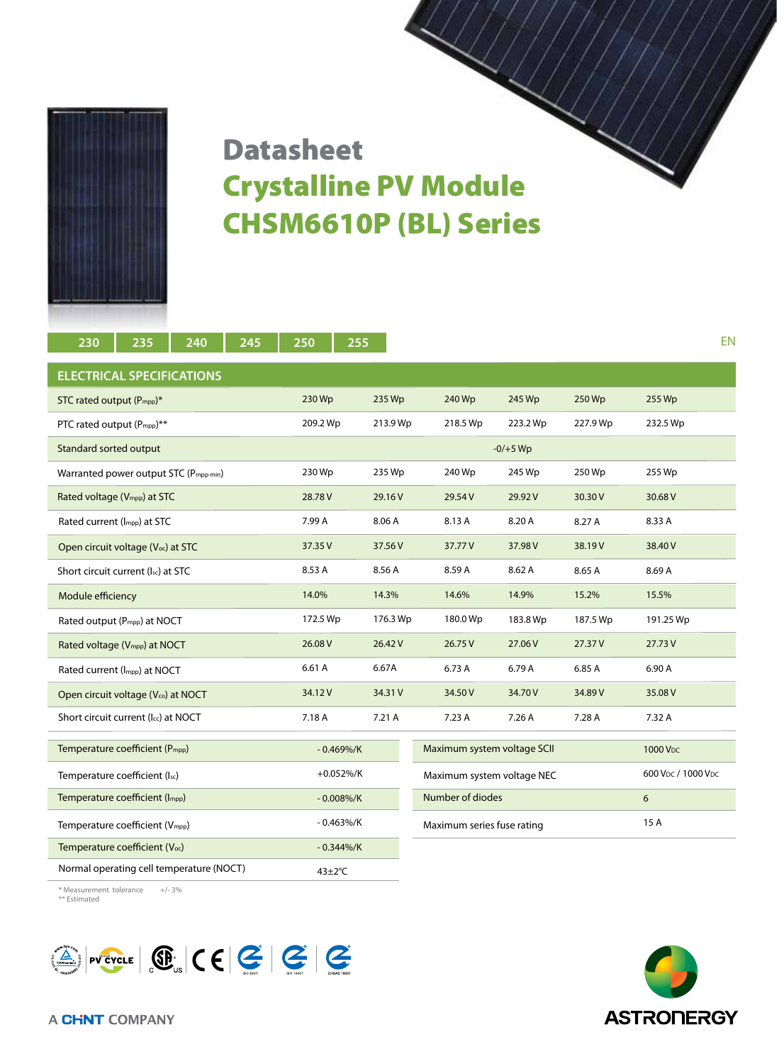# Datasheet

# Crystalline PV Module CHSM6610P (BL) Series

230 | 235 | 240 | 245 | 250 | 255

EN

## ELECTRICAL SPECIFICATIONS

| | | | | | | |
|---|---|---|---|---|---|---|
| STC rated output ($P_{mpp}$)* | 230 Wp | 235 Wp | 240 Wp | 245 Wp | 250 Wp | 255 Wp |
| PTC rated output ($P_{mpp}$)** | 209.2 Wp | 213.9 Wp | 218.5 Wp | 223.2 Wp | 227.9 Wp | 232.5 Wp |
| Standard sorted output | -0/+5 Wp | | | | | |
| Warranted power output STC ($P_{mpp\ min}$) | 230 Wp | 235 Wp | 240 Wp | 245 Wp | 250 Wp | 255 Wp |
| Rated voltage ($V_{mpp}$) at STC | 28.78 V | 29.16 V | 29.54 V | 29.92 V | 30.30 V | 30.68 V |
| Rated current ($I_{mpp}$) at STC | 7.99 A | 8.06 A | 8.13 A | 8.20 A | 8.27 A | 8.33 A |
| Open circuit voltage ($V_{oc}$) at STC | 37.35 V | 37.56 V | 37.77 V | 37.98 V | 38.19 V | 38.40 V |
| Short circuit current ($I_{sc}$) at STC | 8.53 A | 8.56 A | 8.59 A | 8.62 A | 8.65 A | 8.69 A |
| Module efficiency | 14.0% | 14.3% | 14.6% | 14.9% | 15.2% | 15.5% |
| Rated output ($P_{mpp}$) at NOCT | 172.5 Wp | 176.3 Wp | 180.0 Wp | 183.8 Wp | 187.5 Wp | 191.25 Wp |
| Rated voltage ($V_{mpp}$) at NOCT | 26.08 V | 26.42 V | 26.75 V | 27.06 V | 27.37 V | 27.73 V |
| Rated current ($I_{mpp}$) at NOCT | 6.61 A | 6.67A | 6.73 A | 6.79 A | 6.85 A | 6.90 A |
| Open circuit voltage ($V_{oc}$) at NOCT | 34.12 V | 34.31 V | 34.50 V | 34.70 V | 34.89 V | 35.08 V |
| Short circuit current ($I_{sc}$) at NOCT | 7.18 A | 7.21 A | 7.23 A | 7.26 A | 7.28 A | 7.32 A |

| | |
|---|---|
| Temperature coefficient ($P_{mpp}$) | - 0.469%/K |
| Temperature coefficient ($I_{sc}$) | +0.052%/K |
| Temperature coefficient ($I_{mpp}$) | - 0.008%/K |
| Temperature coefficient ($V_{mpp}$) | - 0.463%/K |
| Temperature coefficient ($V_{oc}$) | - 0.344%/K |
| Normal operating cell temperature (NOCT) | 43±2°C |

| | |
|---|---|
| Maximum system voltage SCII | 1000 $V_{DC}$ |
| Maximum system voltage NEC | 600 $V_{DC}$ / 1000 $V_{DC}$ |
| Number of diodes | 6 |
| Maximum series fuse rating | 15 A |

\* Measurement tolerance +/- 3%
\** Estimated

A CHINT COMPANY

ASTRONERGY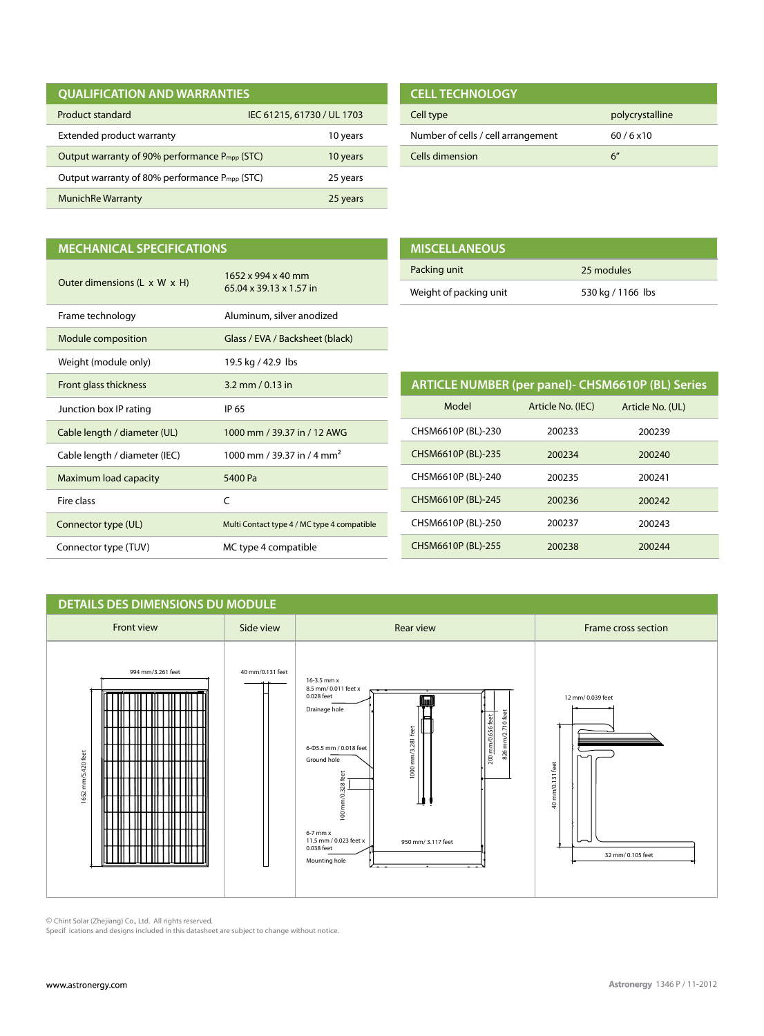## QUALIFICATION AND WARRANTIES

| | |
|---|---|
| Product standard | IEC 61215, 61730 / UL 1703 |
| Extended product warranty | 10 years |
| Output warranty of 90% performance $P_{mpp}$ (STC) | 10 years |
| Output warranty of 80% performance $P_{mpp}$ (STC) | 25 years |
| MunichRe Warranty | 25 years |

## CELL TECHNOLOGY

| | |
|---|---|
| Cell type | polycrystalline |
| Number of cells / cell arrangement | 60 / 6 x10 |
| Cells dimension | 6" |

## MECHANICAL SPECIFICATIONS

| | |
|---|---|
| Outer dimensions (L x W x H) | 1652 x 994 x 40 mm<br>65.04 x 39.13 x 1.57 in |
| Frame technology | Aluminum, silver anodized |
| Module composition | Glass / EVA / Backsheet (black) |
| Weight (module only) | 19.5 kg / 42.9 lbs |
| Front glass thickness | 3.2 mm / 0.13 in |
| Junction box IP rating | IP 65 |
| Cable length / diameter (UL) | 1000 mm / 39.37 in / 12 AWG |
| Cable length / diameter (IEC) | 1000 mm / 39.37 in / 4 mm² |
| Maximum load capacity | 5400 Pa |
| Fire class | C |
| Connector type (UL) | Multi Contact type 4 / MC type 4 compatible |
| Connector type (TUV) | MC type 4 compatible |

## MISCELLANEOUS

| | |
|---|---|
| Packing unit | 25 modules |
| Weight of packing unit | 530 kg / 1166 lbs |

## ARTICLE NUMBER (per panel)- CHSM6610P (BL) Series

| Model | Article No. (IEC) | Article No. (UL) |
|---|---|---|
| CHSM6610P (BL)-230 | 200233 | 200239 |
| CHSM6610P (BL)-235 | 200234 | 200240 |
| CHSM6610P (BL)-240 | 200235 | 200241 |
| CHSM6610P (BL)-245 | 200236 | 200242 |
| CHSM6610P (BL)-250 | 200237 | 200243 |
| CHSM6610P (BL)-255 | 200238 | 200244 |

## DETAILS DES DIMENSIONS DU MODULE

Front view | Side view | Rear view | Frame cross section

994 mm/3.261 feet
1652 mm/5.420 feet
40 mm/0.131 feet
16-3.5 mm x 8.5 mm/ 0.011 feet x 0.028 feet
Drainage hole
6-Φ5.5 mm / 0.018 feet
Ground hole
100 mm/0.328 feet
1000 mm/3.281 feet
200 mm/0.656 feet
826 mm/2.710 feet
6-7 mm x 11.5 mm / 0.023 feet x 0.038 feet
Mounting hole
950 mm/ 3.117 feet
12 mm/ 0.039 feet
40 mm/0.131 feet
32 mm/ 0.105 feet

© Chint Solar (Zhejiang) Co., Ltd. All rights reserved.
Specif ications and designs included in this datasheet are subject to change without notice.

www.astronergy.com

Astronergy 1346 P / 11-2012